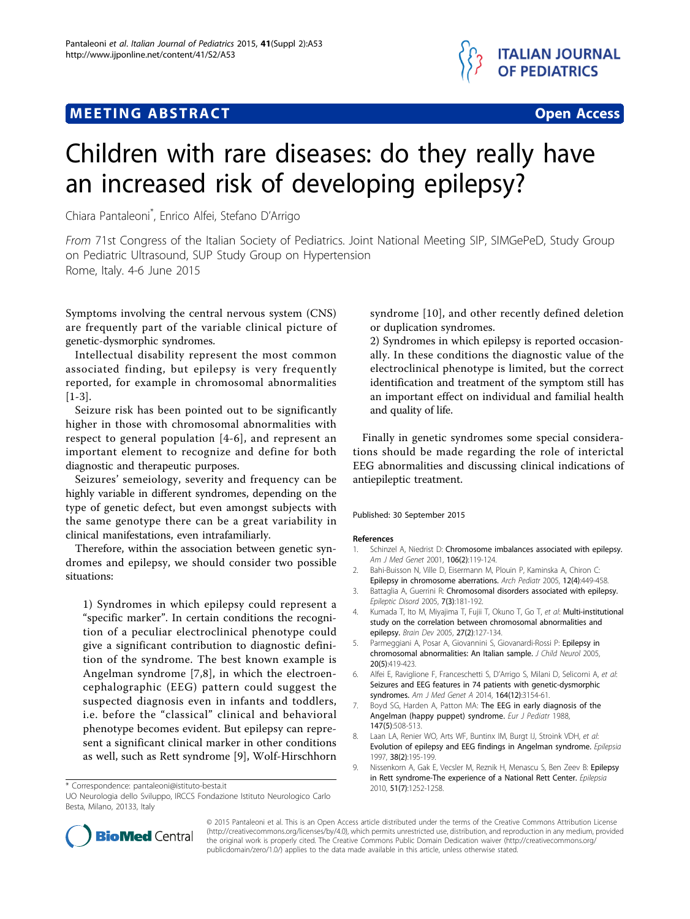MEETING ABSTRACT

Open Access

# Children with rare diseases: do they really have an increased risk of developing epilepsy?

Chiara Pantaleoni*, Enrico Alfei, Stefano D'Arrigo

*From* 71st Congress of the Italian Society of Pediatrics. Joint National Meeting SIP, SIMGePeD, Study Group on Pediatric Ultrasound, SUP Study Group on Hypertension
Rome, Italy. 4-6 June 2015

Symptoms involving the central nervous system (CNS) are frequently part of the variable clinical picture of genetic-dysmorphic syndromes.

Intellectual disability represent the most common associated finding, but epilepsy is very frequently reported, for example in chromosomal abnormalities [1-3].

Seizure risk has been pointed out to be significantly higher in those with chromosomal abnormalities with respect to general population [4-6], and represent an important element to recognize and define for both diagnostic and therapeutic purposes.

Seizures' semeiology, severity and frequency can be highly variable in different syndromes, depending on the type of genetic defect, but even amongst subjects with the same genotype there can be a great variability in clinical manifestations, even intrafamiliarly.

Therefore, within the association between genetic syndromes and epilepsy, we should consider two possible situations:

1) Syndromes in which epilepsy could represent a "specific marker". In certain conditions the recognition of a peculiar electroclinical phenotype could give a significant contribution to diagnostic definition of the syndrome. The best known example is Angelman syndrome [7,8], in which the electroencephalographic (EEG) pattern could suggest the suspected diagnosis even in infants and toddlers, i.e. before the "classical" clinical and behavioral phenotype becomes evident. But epilepsy can represent a significant clinical marker in other conditions as well, such as Rett syndrome [9], Wolf-Hirschhorn syndrome [10], and other recently defined deletion or duplication syndromes.

2) Syndromes in which epilepsy is reported occasionally. In these conditions the diagnostic value of the electroclinical phenotype is limited, but the correct identification and treatment of the symptom still has an important effect on individual and familial health and quality of life.

Finally in genetic syndromes some special considerations should be made regarding the role of interictal EEG abnormalities and discussing clinical indications of antiepileptic treatment.

Published: 30 September 2015

## References

1. Schinzel A, Niedrist D: **Chromosome imbalances associated with epilepsy.** *Am J Med Genet* 2001, **106(2)**:119-124.
2. Bahi-Buisson N, Ville D, Eisermann M, Plouin P, Kaminska A, Chiron C: **Epilepsy in chromosome aberrations.** *Arch Pediatr* 2005, **12(4)**:449-458.
3. Battaglia A, Guerrini R: **Chromosomal disorders associated with epilepsy.** *Epileptic Disord* 2005, **7(3)**:181-192.
4. Kumada T, Ito M, Miyajima T, Fujii T, Okuno T, Go T, *et al*: **Multi-institutional study on the correlation between chromosomal abnormalities and epilepsy.** *Brain Dev* 2005, **27(2)**:127-134.
5. Parmeggiani A, Posar A, Giovannini S, Giovanardi-Rossi P: **Epilepsy in chromosomal abnormalities: An Italian sample.** *J Child Neurol* 2005, **20(5)**:419-423.
6. Alfei E, Raviglione F, Franceschetti S, D'Arrigo S, Milani D, Selicorni A, *et al*: **Seizures and EEG features in 74 patients with genetic-dysmorphic syndromes.** *Am J Med Genet A* 2014, **164(12)**:3154-61.
7. Boyd SG, Harden A, Patton MA: **The EEG in early diagnosis of the Angelman (happy puppet) syndrome.** *Eur J Pediatr* 1988, **147(5)**:508-513.
8. Laan LA, Renier WO, Arts WF, Buntinx IM, Burgt IJ, Stroink VDH, *et al*: **Evolution of epilepsy and EEG findings in Angelman syndrome.** *Epilepsia* 1997, **38(2)**:195-199.
9. Nissenkorn A, Gak E, Vecsler M, Reznik H, Menascu S, Ben Zeev B: **Epilepsy in Rett syndrome-The experience of a National Rett Center.** *Epilepsia* 2010, **51(7)**:1252-1258.

\* Correspondence: pantaleoni@istituto-besta.it
UO Neurologia dello Sviluppo, IRCCS Fondazione Istituto Neurologico Carlo Besta, Milano, 20133, Italy

© 2015 Pantaleoni et al. This is an Open Access article distributed under the terms of the Creative Commons Attribution License (http://creativecommons.org/licenses/by/4.0), which permits unrestricted use, distribution, and reproduction in any medium, provided the original work is properly cited. The Creative Commons Public Domain Dedication waiver (http://creativecommons.org/publicdomain/zero/1.0/) applies to the data made available in this article, unless otherwise stated.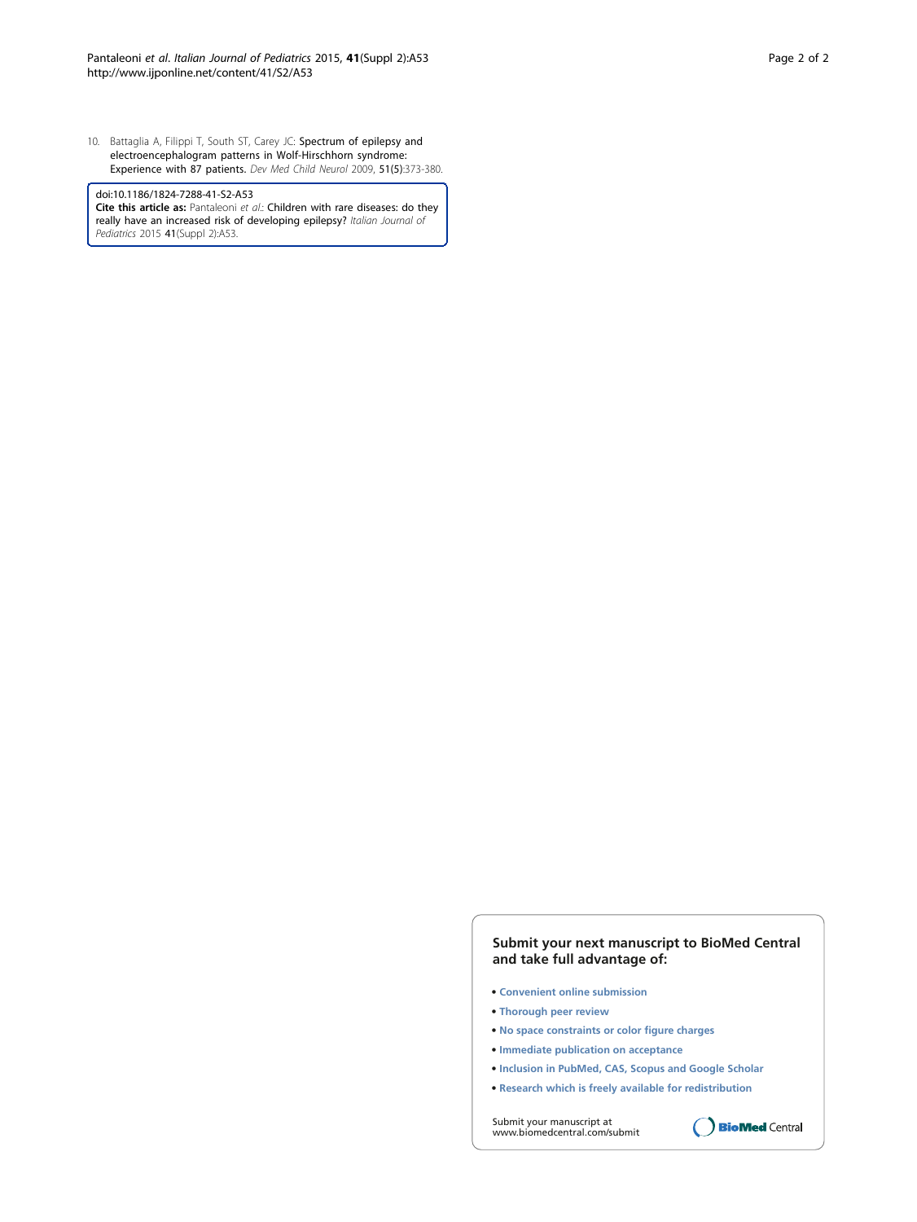10. Battaglia A, Filippi T, South ST, Carey JC: **Spectrum of epilepsy and electroencephalogram patterns in Wolf-Hirschhorn syndrome: Experience with 87 patients.** *Dev Med Child Neurol* 2009, **51(5)**:373-380.

doi:10.1186/1824-7288-41-S2-A53
**Cite this article as:** Pantaleoni *et al.*: Children with rare diseases: do they really have an increased risk of developing epilepsy? *Italian Journal of Pediatrics* 2015 **41**(Suppl 2):A53.

**Submit your next manuscript to BioMed Central and take full advantage of:**

- **Convenient online submission**
- **Thorough peer review**
- **No space constraints or color figure charges**
- **Immediate publication on acceptance**
- **Inclusion in PubMed, CAS, Scopus and Google Scholar**
- **Research which is freely available for redistribution**

Submit your manuscript at
www.biomedcentral.com/submit

BioMed Central